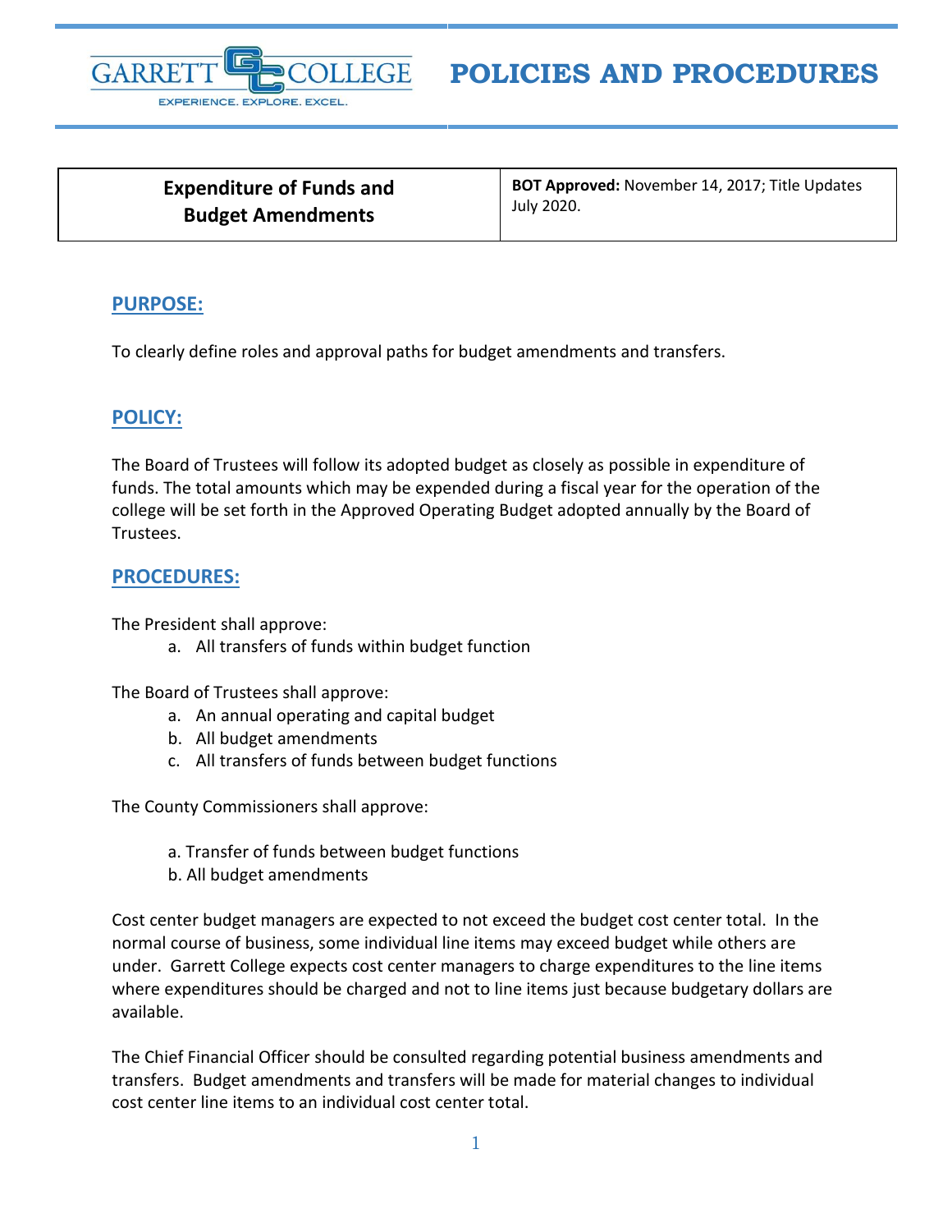# POLICIES AND PROCEDURES

| Expenditure of Funds and Budget Amendments | **BOT Approved:** November 14, 2017; Title Updates July 2020. |
|---|---|

## PURPOSE:

To clearly define roles and approval paths for budget amendments and transfers.

## POLICY:

The Board of Trustees will follow its adopted budget as closely as possible in expenditure of funds. The total amounts which may be expended during a fiscal year for the operation of the college will be set forth in the Approved Operating Budget adopted annually by the Board of Trustees.

## PROCEDURES:

The President shall approve:

a. All transfers of funds within budget function

The Board of Trustees shall approve:

a. An annual operating and capital budget
b. All budget amendments
c. All transfers of funds between budget functions

The County Commissioners shall approve:

a. Transfer of funds between budget functions
b. All budget amendments

Cost center budget managers are expected to not exceed the budget cost center total. In the normal course of business, some individual line items may exceed budget while others are under. Garrett College expects cost center managers to charge expenditures to the line items where expenditures should be charged and not to line items just because budgetary dollars are available.

The Chief Financial Officer should be consulted regarding potential business amendments and transfers. Budget amendments and transfers will be made for material changes to individual cost center line items to an individual cost center total.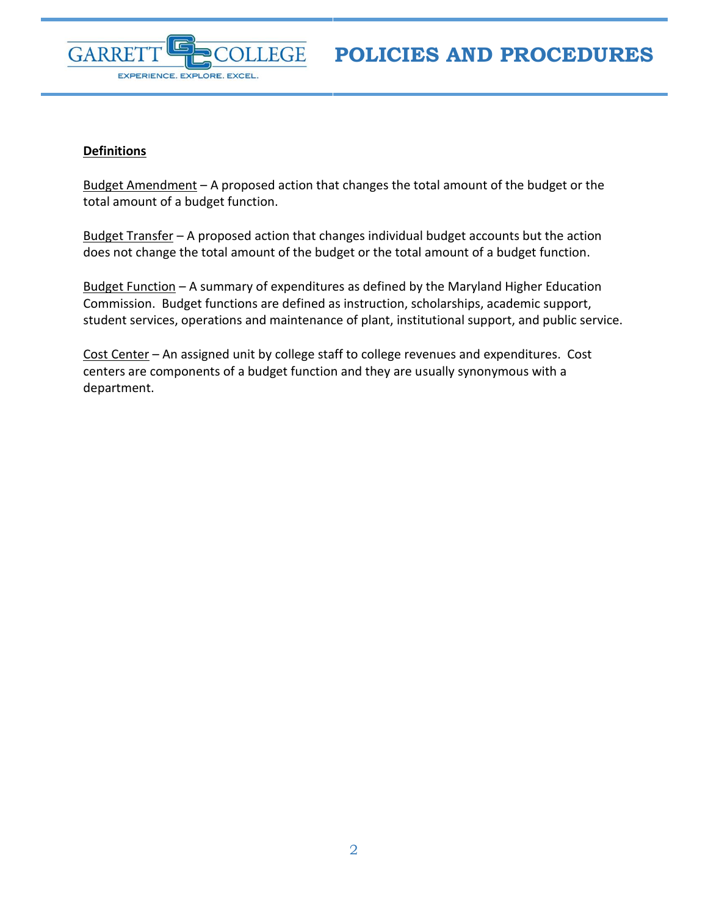**Definitions**

Budget Amendment – A proposed action that changes the total amount of the budget or the total amount of a budget function.

Budget Transfer – A proposed action that changes individual budget accounts but the action does not change the total amount of the budget or the total amount of a budget function.

Budget Function – A summary of expenditures as defined by the Maryland Higher Education Commission. Budget functions are defined as instruction, scholarships, academic support, student services, operations and maintenance of plant, institutional support, and public service.

Cost Center – An assigned unit by college staff to college revenues and expenditures. Cost centers are components of a budget function and they are usually synonymous with a department.